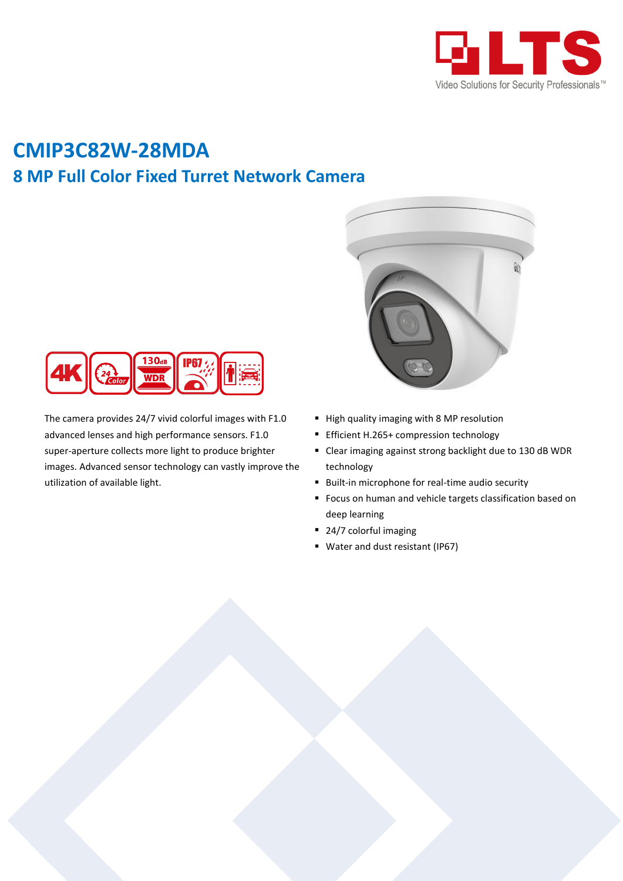# CMIP3C82W-28MDA

## 8 MP Full Color Fixed Turret Network Camera

The camera provides 24/7 vivid colorful images with F1.0 advanced lenses and high performance sensors. F1.0 super-aperture collects more light to produce brighter images. Advanced sensor technology can vastly improve the utilization of available light.

- High quality imaging with 8 MP resolution
- Efficient H.265+ compression technology
- Clear imaging against strong backlight due to 130 dB WDR technology
- Built-in microphone for real-time audio security
- Focus on human and vehicle targets classification based on deep learning
- 24/7 colorful imaging
- Water and dust resistant (IP67)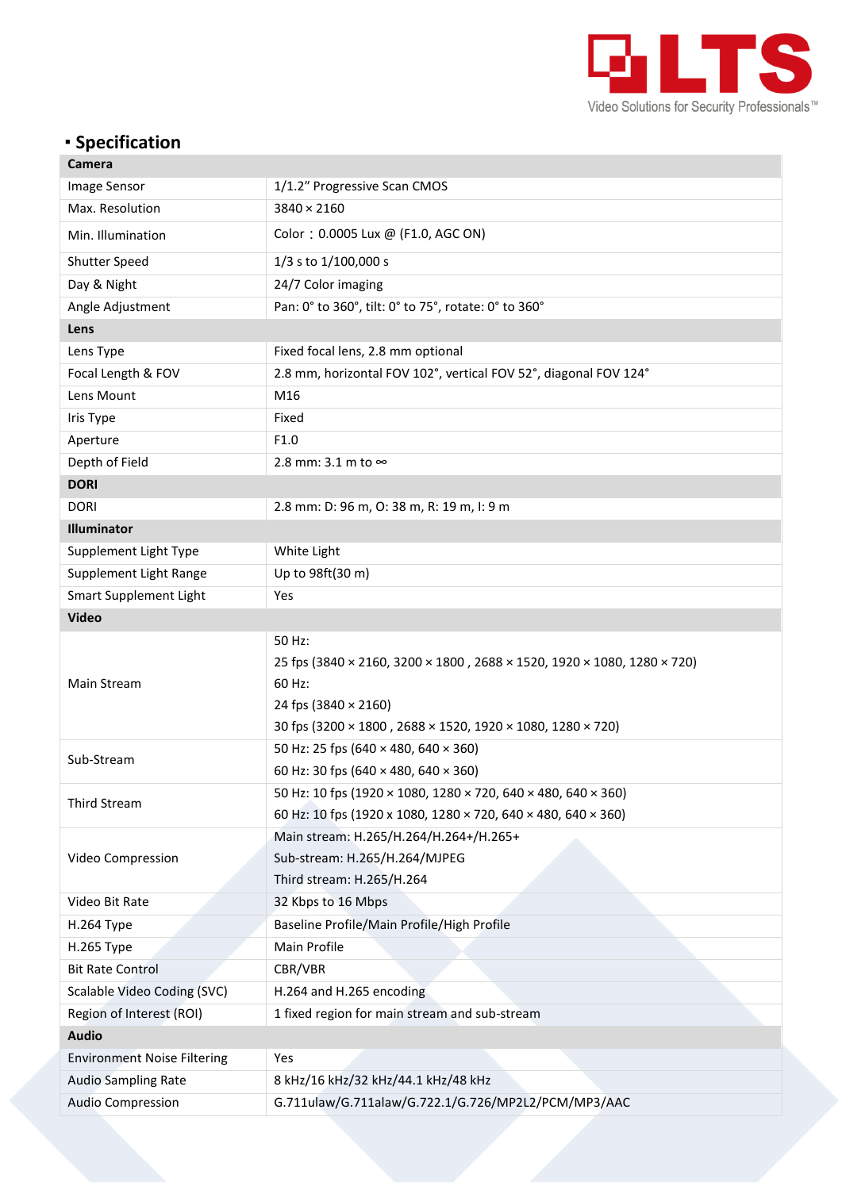## ▪ Specification

| | |
|---|---|
| **Camera** | |
| Image Sensor | 1/1.2" Progressive Scan CMOS |
| Max. Resolution | 3840 × 2160 |
| Min. Illumination | Color：0.0005 Lux @ (F1.0, AGC ON) |
| Shutter Speed | 1/3 s to 1/100,000 s |
| Day & Night | 24/7 Color imaging |
| Angle Adjustment | Pan: 0° to 360°, tilt: 0° to 75°, rotate: 0° to 360° |
| **Lens** | |
| Lens Type | Fixed focal lens, 2.8 mm optional |
| Focal Length & FOV | 2.8 mm, horizontal FOV 102°, vertical FOV 52°, diagonal FOV 124° |
| Lens Mount | M16 |
| Iris Type | Fixed |
| Aperture | F1.0 |
| Depth of Field | 2.8 mm: 3.1 m to ∞ |
| **DORI** | |
| DORI | 2.8 mm: D: 96 m, O: 38 m, R: 19 m, I: 9 m |
| **Illuminator** | |
| Supplement Light Type | White Light |
| Supplement Light Range | Up to 98ft(30 m) |
| Smart Supplement Light | Yes |
| **Video** | |
| Main Stream | 50 Hz:<br>25 fps (3840 × 2160, 3200 × 1800 , 2688 × 1520, 1920 × 1080, 1280 × 720)<br>60 Hz:<br>24 fps (3840 × 2160)<br>30 fps (3200 × 1800 , 2688 × 1520, 1920 × 1080, 1280 × 720) |
| Sub-Stream | 50 Hz: 25 fps (640 × 480, 640 × 360)<br>60 Hz: 30 fps (640 × 480, 640 × 360) |
| Third Stream | 50 Hz: 10 fps (1920 × 1080, 1280 × 720, 640 × 480, 640 × 360)<br>60 Hz: 10 fps (1920 x 1080, 1280 × 720, 640 × 480, 640 × 360) |
| Video Compression | Main stream: H.265/H.264/H.264+/H.265+<br>Sub-stream: H.265/H.264/MJPEG<br>Third stream: H.265/H.264 |
| Video Bit Rate | 32 Kbps to 16 Mbps |
| H.264 Type | Baseline Profile/Main Profile/High Profile |
| H.265 Type | Main Profile |
| Bit Rate Control | CBR/VBR |
| Scalable Video Coding (SVC) | H.264 and H.265 encoding |
| Region of Interest (ROI) | 1 fixed region for main stream and sub-stream |
| **Audio** | |
| Environment Noise Filtering | Yes |
| Audio Sampling Rate | 8 kHz/16 kHz/32 kHz/44.1 kHz/48 kHz |
| Audio Compression | G.711ulaw/G.711alaw/G.722.1/G.726/MP2L2/PCM/MP3/AAC |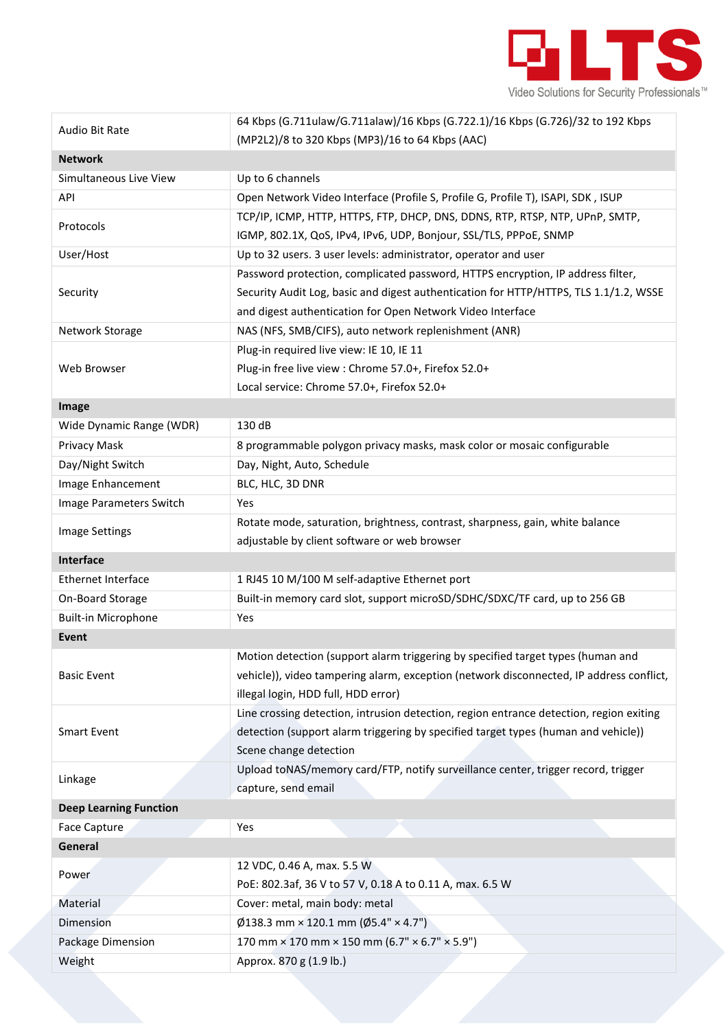| | |
|---|---|
| Audio Bit Rate | 64 Kbps (G.711ulaw/G.711alaw)/16 Kbps (G.722.1)/16 Kbps (G.726)/32 to 192 Kbps (MP2L2)/8 to 320 Kbps (MP3)/16 to 64 Kbps (AAC) |
| **Network** | |
| Simultaneous Live View | Up to 6 channels |
| API | Open Network Video Interface (Profile S, Profile G, Profile T), ISAPI, SDK , ISUP |
| Protocols | TCP/IP, ICMP, HTTP, HTTPS, FTP, DHCP, DNS, DDNS, RTP, RTSP, NTP, UPnP, SMTP, IGMP, 802.1X, QoS, IPv4, IPv6, UDP, Bonjour, SSL/TLS, PPPoE, SNMP |
| User/Host | Up to 32 users. 3 user levels: administrator, operator and user |
| Security | Password protection, complicated password, HTTPS encryption, IP address filter, Security Audit Log, basic and digest authentication for HTTP/HTTPS, TLS 1.1/1.2, WSSE and digest authentication for Open Network Video Interface |
| Network Storage | NAS (NFS, SMB/CIFS), auto network replenishment (ANR) |
| Web Browser | Plug-in required live view: IE 10, IE 11<br>Plug-in free live view : Chrome 57.0+, Firefox 52.0+<br>Local service: Chrome 57.0+, Firefox 52.0+ |
| **Image** | |
| Wide Dynamic Range (WDR) | 130 dB |
| Privacy Mask | 8 programmable polygon privacy masks, mask color or mosaic configurable |
| Day/Night Switch | Day, Night, Auto, Schedule |
| Image Enhancement | BLC, HLC, 3D DNR |
| Image Parameters Switch | Yes |
| Image Settings | Rotate mode, saturation, brightness, contrast, sharpness, gain, white balance adjustable by client software or web browser |
| **Interface** | |
| Ethernet Interface | 1 RJ45 10 M/100 M self-adaptive Ethernet port |
| On-Board Storage | Built-in memory card slot, support microSD/SDHC/SDXC/TF card, up to 256 GB |
| Built-in Microphone | Yes |
| **Event** | |
| Basic Event | Motion detection (support alarm triggering by specified target types (human and vehicle)), video tampering alarm, exception (network disconnected, IP address conflict, illegal login, HDD full, HDD error) |
| Smart Event | Line crossing detection, intrusion detection, region entrance detection, region exiting detection (support alarm triggering by specified target types (human and vehicle))<br>Scene change detection |
| Linkage | Upload toNAS/memory card/FTP, notify surveillance center, trigger record, trigger capture, send email |
| **Deep Learning Function** | |
| Face Capture | Yes |
| **General** | |
| Power | 12 VDC, 0.46 A, max. 5.5 W<br>PoE: 802.3af, 36 V to 57 V, 0.18 A to 0.11 A, max. 6.5 W |
| Material | Cover: metal, main body: metal |
| Dimension | Ø138.3 mm × 120.1 mm (Ø5.4" × 4.7") |
| Package Dimension | 170 mm × 170 mm × 150 mm (6.7" × 6.7" × 5.9") |
| Weight | Approx. 870 g (1.9 lb.) |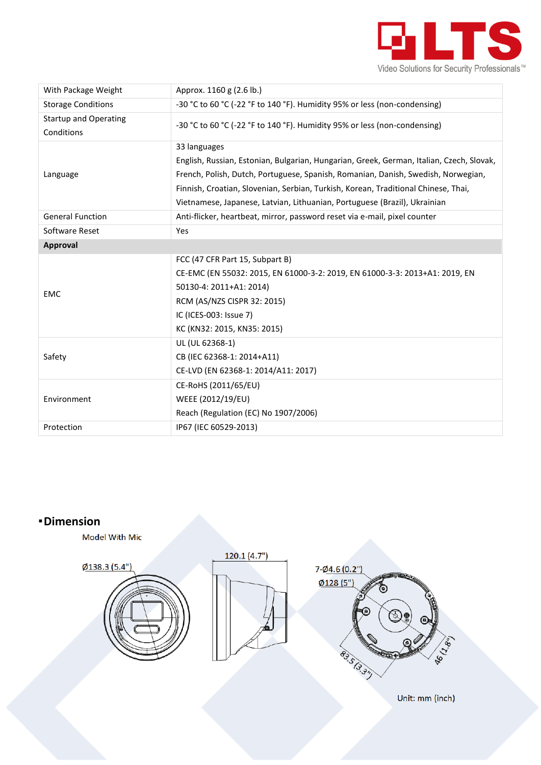| | |
|---|---|
| With Package Weight | Approx. 1160 g (2.6 lb.) |
| Storage Conditions | -30 °C to 60 °C (-22 °F to 140 °F). Humidity 95% or less (non-condensing) |
| Startup and Operating Conditions | -30 °C to 60 °C (-22 °F to 140 °F). Humidity 95% or less (non-condensing) |
| Language | 33 languages<br>English, Russian, Estonian, Bulgarian, Hungarian, Greek, German, Italian, Czech, Slovak, French, Polish, Dutch, Portuguese, Spanish, Romanian, Danish, Swedish, Norwegian, Finnish, Croatian, Slovenian, Serbian, Turkish, Korean, Traditional Chinese, Thai, Vietnamese, Japanese, Latvian, Lithuanian, Portuguese (Brazil), Ukrainian |
| General Function | Anti-flicker, heartbeat, mirror, password reset via e-mail, pixel counter |
| Software Reset | Yes |
| **Approval** | |
| EMC | FCC (47 CFR Part 15, Subpart B)<br>CE-EMC (EN 55032: 2015, EN 61000-3-2: 2019, EN 61000-3-3: 2013+A1: 2019, EN 50130-4: 2011+A1: 2014)<br>RCM (AS/NZS CISPR 32: 2015)<br>IC (ICES-003: Issue 7)<br>KC (KN32: 2015, KN35: 2015) |
| Safety | UL (UL 62368-1)<br>CB (IEC 62368-1: 2014+A11)<br>CE-LVD (EN 62368-1: 2014/A11: 2017) |
| Environment | CE-RoHS (2011/65/EU)<br>WEEE (2012/19/EU)<br>Reach (Regulation (EC) No 1907/2006) |
| Protection | IP67 (IEC 60529-2013) |

## Dimension

Model With Mic

Ø138.3 (5.4")

120.1 (4.7")

7-Ø4.6 (0.2")

Ø128 (5")

83.5 (3.3")

46 (1.8")

Unit: mm (inch)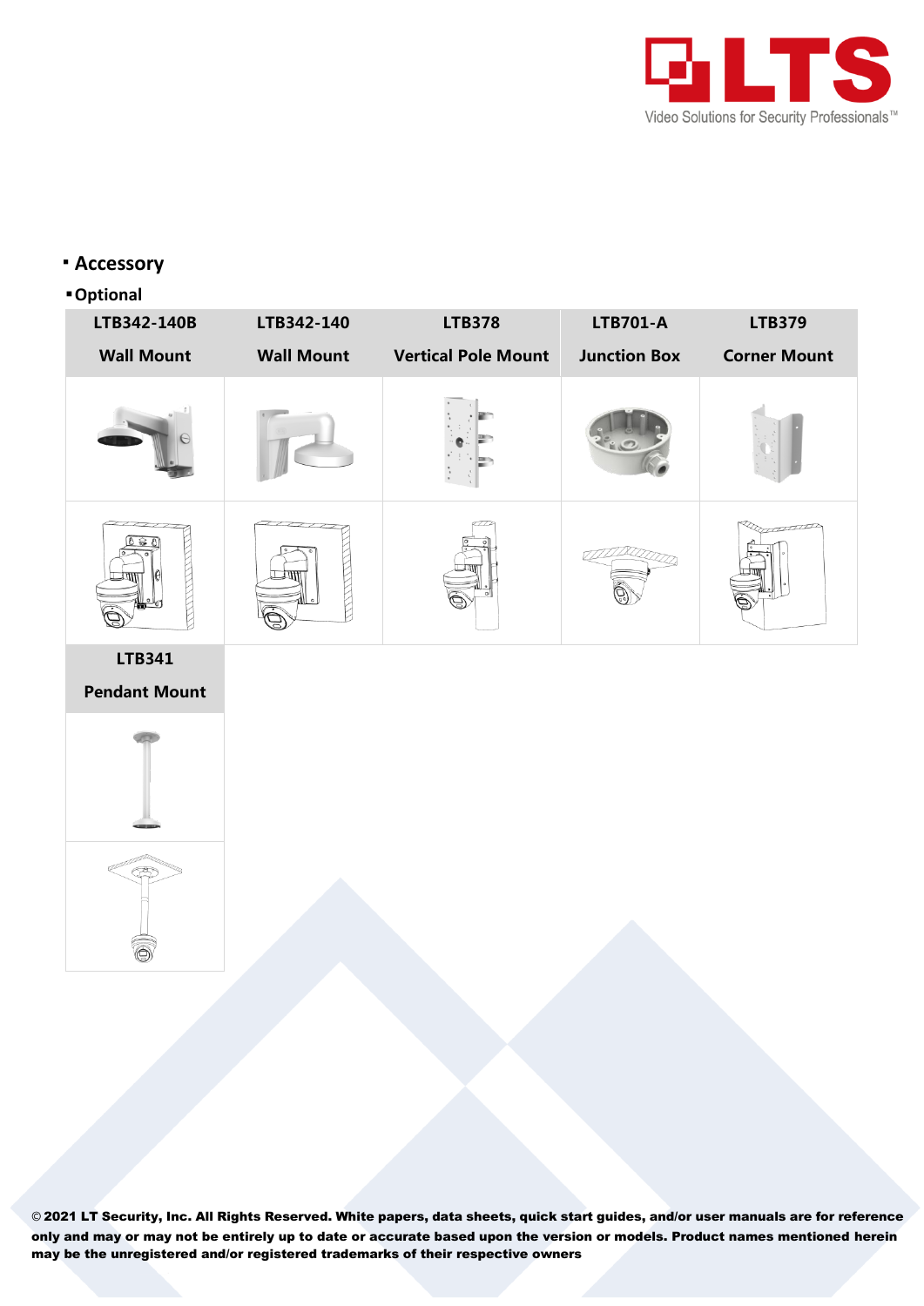- **Accessory**

- **Optional**

| LTB342-140B Wall Mount | LTB342-140 Wall Mount | LTB378 Vertical Pole Mount | LTB701-A Junction Box | LTB379 Corner Mount |
|---|---|---|---|---|
| | | | | |
| | | | | |

| LTB341 Pendant Mount |
|---|
| |
| |

© 2021 LT Security, Inc. All Rights Reserved. White papers, data sheets, quick start guides, and/or user manuals are for reference only and may or may not be entirely up to date or accurate based upon the version or models. Product names mentioned herein may be the unregistered and/or registered trademarks of their respective owners